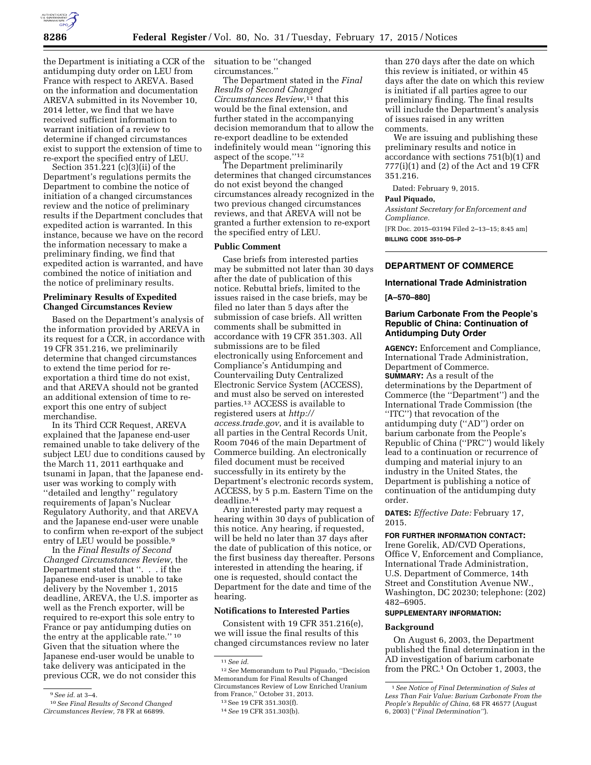the Department is initiating a CCR of the antidumping duty order on LEU from France with respect to AREVA. Based on the information and documentation AREVA submitted in its November 10, 2014 letter, we find that we have received sufficient information to warrant initiation of a review to determine if changed circumstances exist to support the extension of time to re-export the specified entry of LEU.

Section 351.221 (c)(3)(ii) of the Department's regulations permits the Department to combine the notice of initiation of a changed circumstances review and the notice of preliminary results if the Department concludes that expedited action is warranted. In this instance, because we have on the record the information necessary to make a preliminary finding, we find that expedited action is warranted, and have combined the notice of initiation and the notice of preliminary results.

### Preliminary Results of Expedited Changed Circumstances Review

Based on the Department's analysis of the information provided by AREVA in its request for a CCR, in accordance with 19 CFR 351.216, we preliminarily determine that changed circumstances to extend the time period for re-exportation a third time do not exist, and that AREVA should not be granted an additional extension of time to re-export this one entry of subject merchandise.

In its Third CCR Request, AREVA explained that the Japanese end-user remained unable to take delivery of the subject LEU due to conditions caused by the March 11, 2011 earthquake and tsunami in Japan, that the Japanese end-user was working to comply with ''detailed and lengthy'' regulatory requirements of Japan's Nuclear Regulatory Authority, and that AREVA and the Japanese end-user were unable to confirm when re-export of the subject entry of LEU would be possible.[9]

In the *Final Results of Second Changed Circumstances Review,* the Department stated that ''. . . if the Japanese end-user is unable to take delivery by the November 1, 2015 deadline, AREVA, the U.S. importer as well as the French exporter, will be required to re-export this sole entry to France or pay antidumping duties on the entry at the applicable rate.'' [10] Given that the situation where the Japanese end-user would be unable to take delivery was anticipated in the previous CCR, we do not consider this situation to be ''changed circumstances.''

The Department stated in the *Final Results of Second Changed Circumstances Review,*[11] that this would be the final extension, and further stated in the accompanying decision memorandum that to allow the re-export deadline to be extended indefinitely would mean ''ignoring this aspect of the scope.''[12]

The Department preliminarily determines that changed circumstances do not exist beyond the changed circumstances already recognized in the two previous changed circumstances reviews, and that AREVA will not be granted a further extension to re-export the specified entry of LEU.

### Public Comment

Case briefs from interested parties may be submitted not later than 30 days after the date of publication of this notice. Rebuttal briefs, limited to the issues raised in the case briefs, may be filed no later than 5 days after the submission of case briefs. All written comments shall be submitted in accordance with 19 CFR 351.303. All submissions are to be filed electronically using Enforcement and Compliance's Antidumping and Countervailing Duty Centralized Electronic Service System (ACCESS), and must also be served on interested parties.[13] ACCESS is available to registered users at *http://access.trade.gov*, and it is available to all parties in the Central Records Unit, Room 7046 of the main Department of Commerce building. An electronically filed document must be received successfully in its entirety by the Department's electronic records system, ACCESS, by 5 p.m. Eastern Time on the deadline.[14]

Any interested party may request a hearing within 30 days of publication of this notice. Any hearing, if requested, will be held no later than 37 days after the date of publication of this notice, or the first business day thereafter. Persons interested in attending the hearing, if one is requested, should contact the Department for the date and time of the hearing.

### Notifications to Interested Parties

Consistent with 19 CFR 351.216(e), we will issue the final results of this changed circumstances review no later than 270 days after the date on which this review is initiated, or within 45 days after the date on which this review is initiated if all parties agree to our preliminary finding. The final results will include the Department's analysis of issues raised in any written comments.

We are issuing and publishing these preliminary results and notice in accordance with sections 751(b)(1) and 777(i)(1) and (2) of the Act and 19 CFR 351.216.

Dated: February 9, 2015.

**Paul Piquado,**

*Assistant Secretary for Enforcement and Compliance.*

[FR Doc. 2015–03194 Filed 2–13–15; 8:45 am]

**BILLING CODE 3510–DS–P**

[9] *See id.* at 3–4.

[10] *See Final Results of Second Changed Circumstances Review,* 78 FR at 66899.

[11] *See id.*

[12] *See* Memorandum to Paul Piquado, ''Decision Memorandum for Final Results of Changed Circumstances Review of Low Enriched Uranium from France,'' October 31, 2013.

[13] See 19 CFR 351.303(f).

[14] *See* 19 CFR 351.303(b).

---

## DEPARTMENT OF COMMERCE

### International Trade Administration

**[A–570–880]**

### Barium Carbonate From the People's Republic of China: Continuation of Antidumping Duty Order

**AGENCY:** Enforcement and Compliance, International Trade Administration, Department of Commerce.

**SUMMARY:** As a result of the determinations by the Department of Commerce (the ''Department'') and the International Trade Commission (the ''ITC'') that revocation of the antidumping duty (''AD'') order on barium carbonate from the People's Republic of China (''PRC'') would likely lead to a continuation or recurrence of dumping and material injury to an industry in the United States, the Department is publishing a notice of continuation of the antidumping duty order.

**DATES:** *Effective Date:* February 17, 2015.

**FOR FURTHER INFORMATION CONTACT:** Irene Gorelik, AD/CVD Operations, Office V, Enforcement and Compliance, International Trade Administration, U.S. Department of Commerce, 14th Street and Constitution Avenue NW., Washington, DC 20230; telephone: (202) 482–6905.

**SUPPLEMENTARY INFORMATION:**

### Background

On August 6, 2003, the Department published the final determination in the AD investigation of barium carbonate from the PRC.[1] On October 1, 2003, the

[1] *See Notice of Final Determination of Sales at Less Than Fair Value: Barium Carbonate From the People's Republic of China,* 68 FR 46577 (August 6, 2003) (''*Final Determination''*).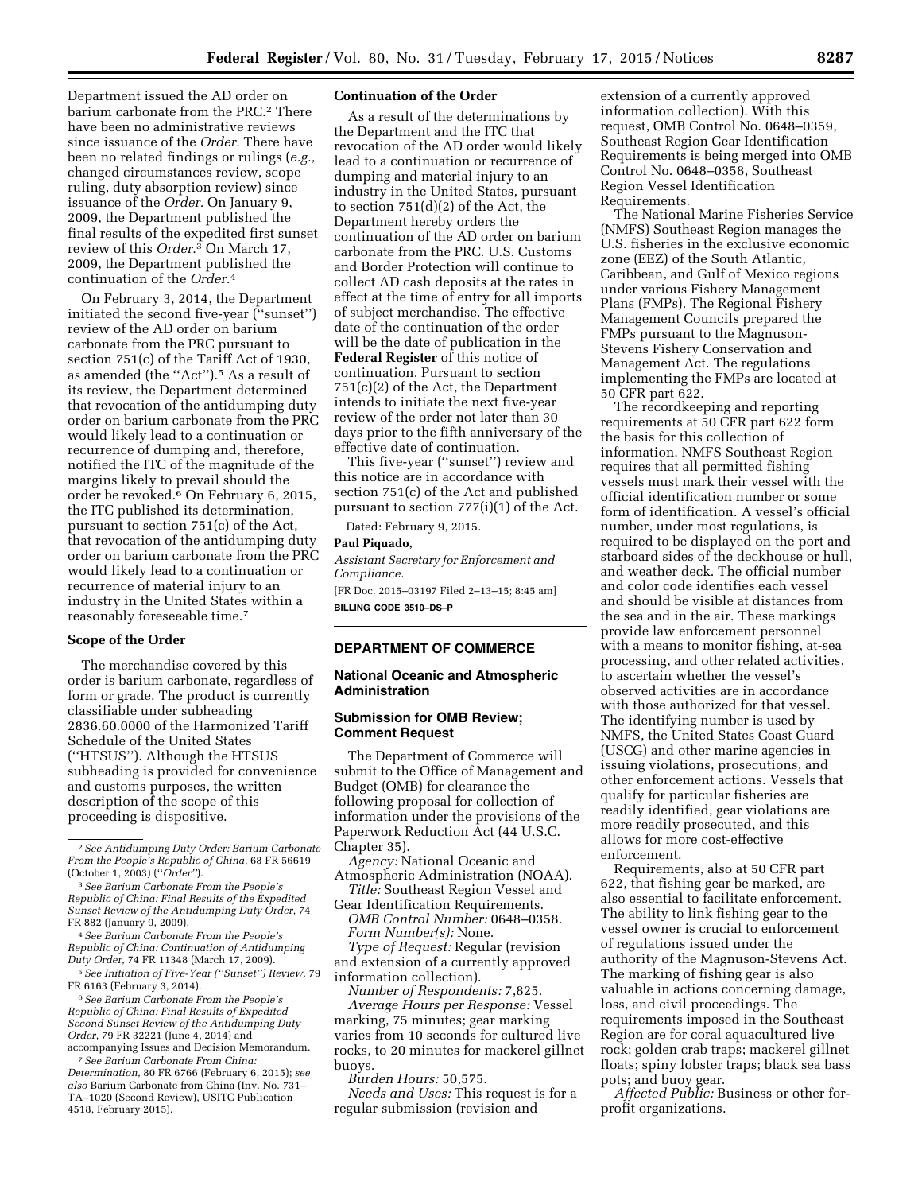Department issued the AD order on barium carbonate from the PRC.[2] There have been no administrative reviews since issuance of the *Order.* There have been no related findings or rulings (*e.g.,* changed circumstances review, scope ruling, duty absorption review) since issuance of the *Order.* On January 9, 2009, the Department published the final results of the expedited first sunset review of this *Order.*[3] On March 17, 2009, the Department published the continuation of the *Order.*[4]

On February 3, 2014, the Department initiated the second five-year (''sunset'') review of the AD order on barium carbonate from the PRC pursuant to section 751(c) of the Tariff Act of 1930, as amended (the ''Act'').[5] As a result of its review, the Department determined that revocation of the antidumping duty order on barium carbonate from the PRC would likely lead to a continuation or recurrence of dumping and, therefore, notified the ITC of the magnitude of the margins likely to prevail should the order be revoked.[6] On February 6, 2015, the ITC published its determination, pursuant to section 751(c) of the Act, that revocation of the antidumping duty order on barium carbonate from the PRC would likely lead to a continuation or recurrence of material injury to an industry in the United States within a reasonably foreseeable time.[7]

### Scope of the Order

The merchandise covered by this order is barium carbonate, regardless of form or grade. The product is currently classifiable under subheading 2836.60.0000 of the Harmonized Tariff Schedule of the United States (''HTSUS''). Although the HTSUS subheading is provided for convenience and customs purposes, the written description of the scope of this proceeding is dispositive.

### Continuation of the Order

As a result of the determinations by the Department and the ITC that revocation of the AD order would likely lead to a continuation or recurrence of dumping and material injury to an industry in the United States, pursuant to section 751(d)(2) of the Act, the Department hereby orders the continuation of the AD order on barium carbonate from the PRC. U.S. Customs and Border Protection will continue to collect AD cash deposits at the rates in effect at the time of entry for all imports of subject merchandise. The effective date of the continuation of the order will be the date of publication in the **Federal Register** of this notice of continuation. Pursuant to section 751(c)(2) of the Act, the Department intends to initiate the next five-year review of the order not later than 30 days prior to the fifth anniversary of the effective date of continuation.

This five-year (''sunset'') review and this notice are in accordance with section 751(c) of the Act and published pursuant to section 777(i)(1) of the Act.

Dated: February 9, 2015.

**Paul Piquado,**

*Assistant Secretary for Enforcement and Compliance.*

[FR Doc. 2015–03197 Filed 2–13–15; 8:45 am]

**BILLING CODE 3510–DS–P**

---

[2] *See Antidumping Duty Order: Barium Carbonate From the People's Republic of China,* 68 FR 56619 (October 1, 2003) (''*Order''*).

[3] *See Barium Carbonate From the People's Republic of China: Final Results of the Expedited Sunset Review of the Antidumping Duty Order,* 74 FR 882 (January 9, 2009).

[4] *See Barium Carbonate From the People's Republic of China: Continuation of Antidumping Duty Order,* 74 FR 11348 (March 17, 2009).

[5] *See Initiation of Five-Year (''Sunset'') Review,* 79 FR 6163 (February 3, 2014).

[6] *See Barium Carbonate From the People's Republic of China: Final Results of Expedited Second Sunset Review of the Antidumping Duty Order,* 79 FR 32221 (June 4, 2014) and accompanying Issues and Decision Memorandum.

[7] *See Barium Carbonate From China: Determination,* 80 FR 6766 (February 6, 2015); *see also* Barium Carbonate from China (Inv. No. 731–TA–1020 (Second Review), USITC Publication 4518, February 2015).

---

## DEPARTMENT OF COMMERCE

### National Oceanic and Atmospheric Administration

### Submission for OMB Review; Comment Request

The Department of Commerce will submit to the Office of Management and Budget (OMB) for clearance the following proposal for collection of information under the provisions of the Paperwork Reduction Act (44 U.S.C. Chapter 35).

*Agency:* National Oceanic and Atmospheric Administration (NOAA).

*Title:* Southeast Region Vessel and Gear Identification Requirements.

*OMB Control Number:* 0648–0358.

*Form Number(s):* None.

*Type of Request:* Regular (revision and extension of a currently approved information collection).

*Number of Respondents:* 7,825.

*Average Hours per Response:* Vessel marking, 75 minutes; gear marking varies from 10 seconds for cultured live rocks, to 20 minutes for mackerel gillnet buoys.

*Burden Hours:* 50,575.

*Needs and Uses:* This request is for a regular submission (revision and extension of a currently approved information collection). With this request, OMB Control No. 0648–0359, Southeast Region Gear Identification Requirements is being merged into OMB Control No. 0648–0358, Southeast Region Vessel Identification Requirements.

The National Marine Fisheries Service (NMFS) Southeast Region manages the U.S. fisheries in the exclusive economic zone (EEZ) of the South Atlantic, Caribbean, and Gulf of Mexico regions under various Fishery Management Plans (FMPs). The Regional Fishery Management Councils prepared the FMPs pursuant to the Magnuson-Stevens Fishery Conservation and Management Act. The regulations implementing the FMPs are located at 50 CFR part 622.

The recordkeeping and reporting requirements at 50 CFR part 622 form the basis for this collection of information. NMFS Southeast Region requires that all permitted fishing vessels must mark their vessel with the official identification number or some form of identification. A vessel's official number, under most regulations, is required to be displayed on the port and starboard sides of the deckhouse or hull, and weather deck. The official number and color code identifies each vessel and should be visible at distances from the sea and in the air. These markings provide law enforcement personnel with a means to monitor fishing, at-sea processing, and other related activities, to ascertain whether the vessel's observed activities are in accordance with those authorized for that vessel. The identifying number is used by NMFS, the United States Coast Guard (USCG) and other marine agencies in issuing violations, prosecutions, and other enforcement actions. Vessels that qualify for particular fisheries are readily identified, gear violations are more readily prosecuted, and this allows for more cost-effective enforcement.

Requirements, also at 50 CFR part 622, that fishing gear be marked, are also essential to facilitate enforcement. The ability to link fishing gear to the vessel owner is crucial to enforcement of regulations issued under the authority of the Magnuson-Stevens Act. The marking of fishing gear is also valuable in actions concerning damage, loss, and civil proceedings. The requirements imposed in the Southeast Region are for coral aquacultured live rock; golden crab traps; mackerel gillnet floats; spiny lobster traps; black sea bass pots; and buoy gear.

*Affected Public:* Business or other for-profit organizations.